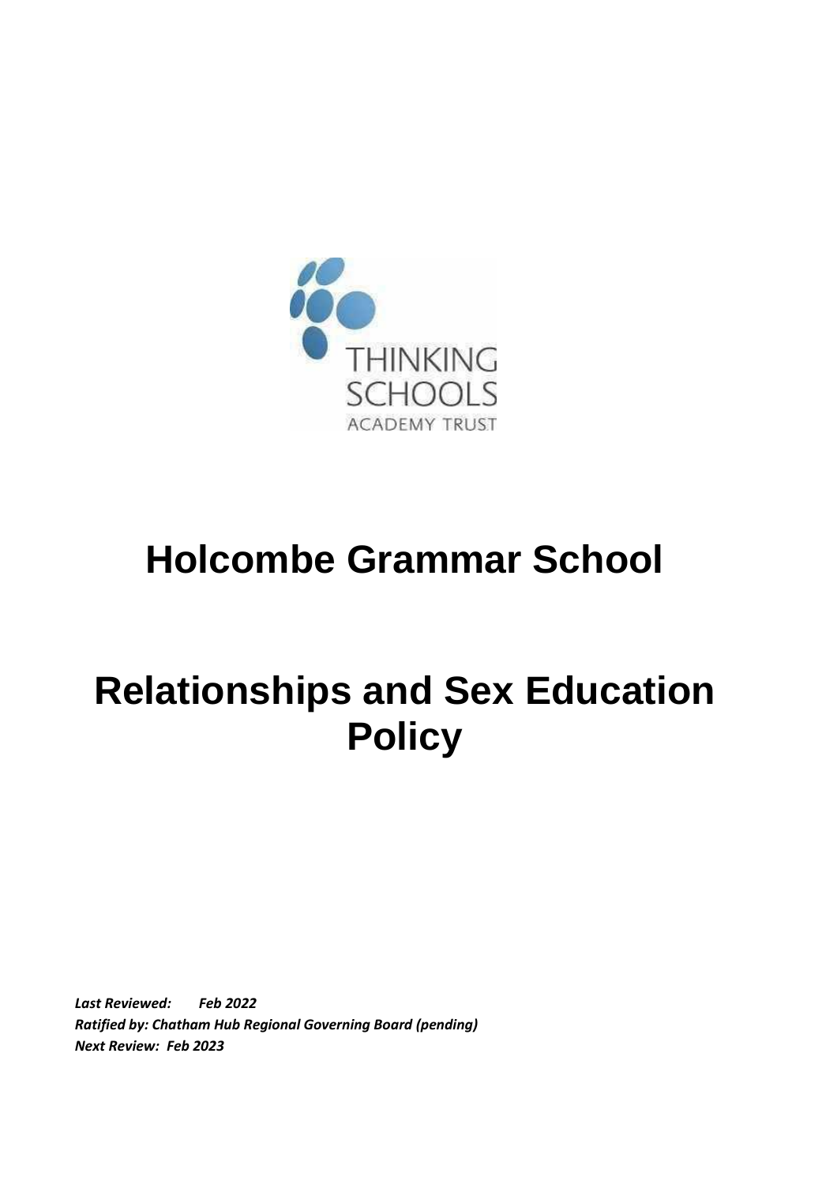# Holcombe Grammar School

# Relationships and Sex Education Policy

***Last Reviewed:*** ***Feb 2022***

***Ratified by: Chatham Hub Regional Governing Board (pending)***

***Next Review: Feb 2023***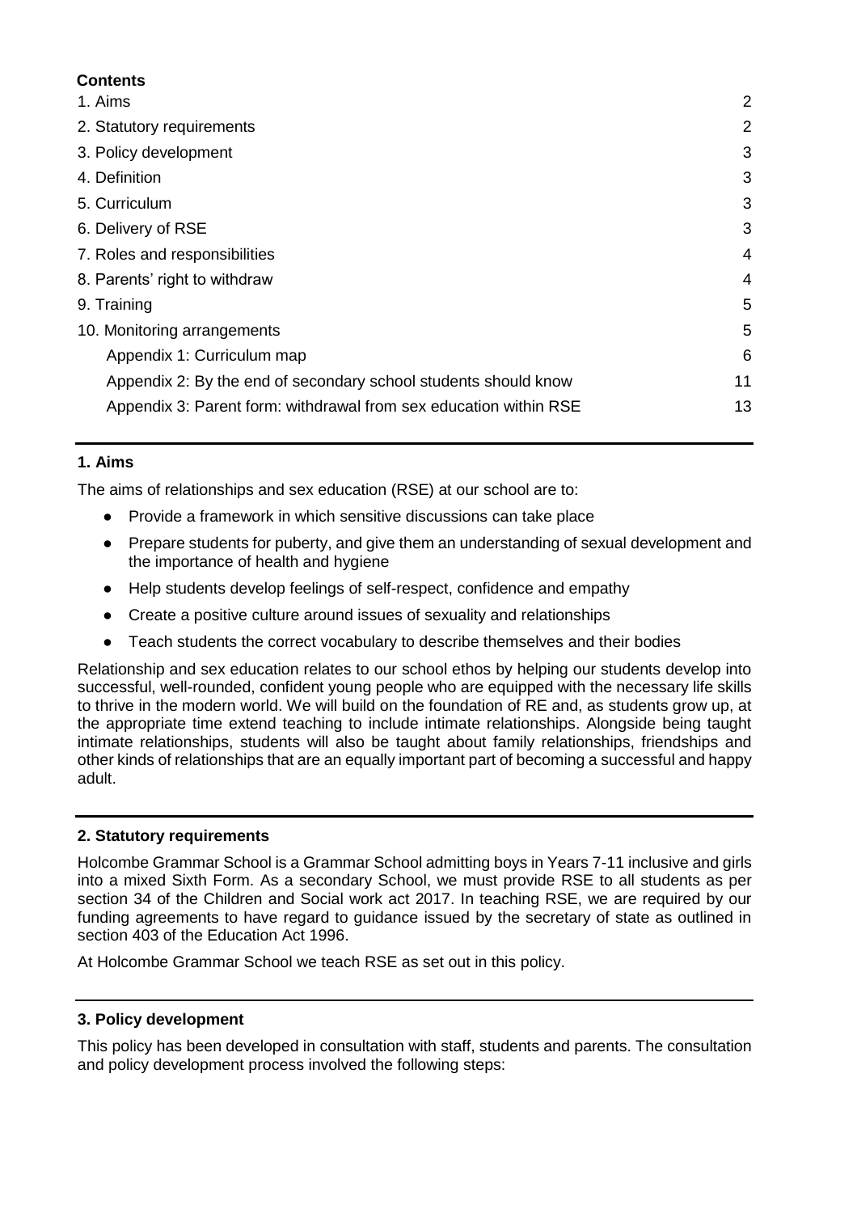**Contents**

| | |
|---|---|
| 1. Aims | 2 |
| 2. Statutory requirements | 2 |
| 3. Policy development | 3 |
| 4. Definition | 3 |
| 5. Curriculum | 3 |
| 6. Delivery of RSE | 3 |
| 7. Roles and responsibilities | 4 |
| 8. Parents' right to withdraw | 4 |
| 9. Training | 5 |
| 10. Monitoring arrangements | 5 |
| Appendix 1: Curriculum map | 6 |
| Appendix 2: By the end of secondary school students should know | 11 |
| Appendix 3: Parent form: withdrawal from sex education within RSE | 13 |

## 1. Aims

The aims of relationships and sex education (RSE) at our school are to:

- Provide a framework in which sensitive discussions can take place
- Prepare students for puberty, and give them an understanding of sexual development and the importance of health and hygiene
- Help students develop feelings of self-respect, confidence and empathy
- Create a positive culture around issues of sexuality and relationships
- Teach students the correct vocabulary to describe themselves and their bodies

Relationship and sex education relates to our school ethos by helping our students develop into successful, well-rounded, confident young people who are equipped with the necessary life skills to thrive in the modern world. We will build on the foundation of RE and, as students grow up, at the appropriate time extend teaching to include intimate relationships. Alongside being taught intimate relationships, students will also be taught about family relationships, friendships and other kinds of relationships that are an equally important part of becoming a successful and happy adult.

## 2. Statutory requirements

Holcombe Grammar School is a Grammar School admitting boys in Years 7-11 inclusive and girls into a mixed Sixth Form. As a secondary School, we must provide RSE to all students as per section 34 of the Children and Social work act 2017. In teaching RSE, we are required by our funding agreements to have regard to guidance issued by the secretary of state as outlined in section 403 of the Education Act 1996.

At Holcombe Grammar School we teach RSE as set out in this policy.

## 3. Policy development

This policy has been developed in consultation with staff, students and parents. The consultation and policy development process involved the following steps: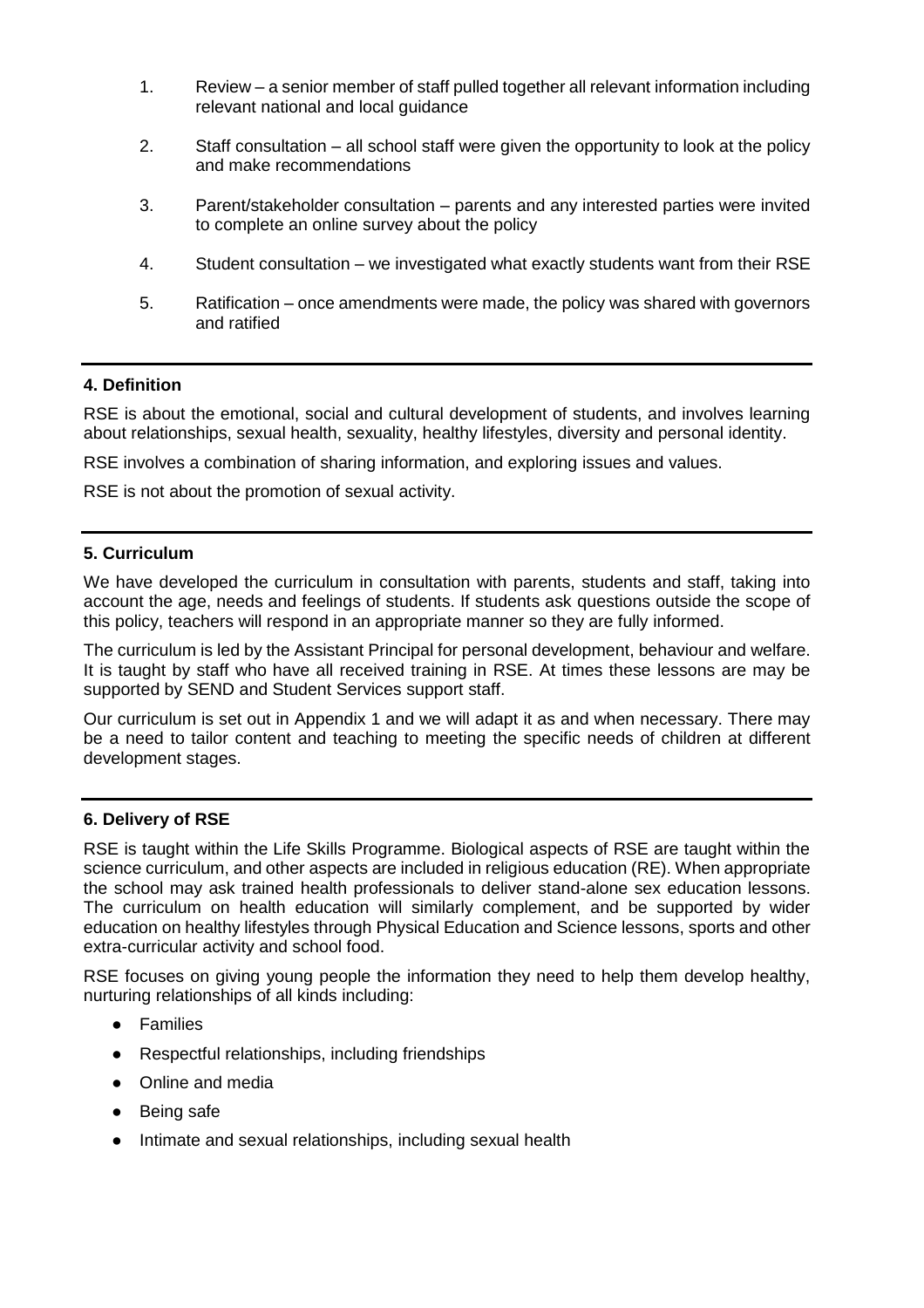1. Review – a senior member of staff pulled together all relevant information including relevant national and local guidance

2. Staff consultation – all school staff were given the opportunity to look at the policy and make recommendations

3. Parent/stakeholder consultation – parents and any interested parties were invited to complete an online survey about the policy

4. Student consultation – we investigated what exactly students want from their RSE

5. Ratification – once amendments were made, the policy was shared with governors and ratified

## 4. Definition

RSE is about the emotional, social and cultural development of students, and involves learning about relationships, sexual health, sexuality, healthy lifestyles, diversity and personal identity.

RSE involves a combination of sharing information, and exploring issues and values.

RSE is not about the promotion of sexual activity.

## 5. Curriculum

We have developed the curriculum in consultation with parents, students and staff, taking into account the age, needs and feelings of students. If students ask questions outside the scope of this policy, teachers will respond in an appropriate manner so they are fully informed.

The curriculum is led by the Assistant Principal for personal development, behaviour and welfare. It is taught by staff who have all received training in RSE. At times these lessons are may be supported by SEND and Student Services support staff.

Our curriculum is set out in Appendix 1 and we will adapt it as and when necessary. There may be a need to tailor content and teaching to meeting the specific needs of children at different development stages.

## 6. Delivery of RSE

RSE is taught within the Life Skills Programme. Biological aspects of RSE are taught within the science curriculum, and other aspects are included in religious education (RE). When appropriate the school may ask trained health professionals to deliver stand-alone sex education lessons. The curriculum on health education will similarly complement, and be supported by wider education on healthy lifestyles through Physical Education and Science lessons, sports and other extra-curricular activity and school food.

RSE focuses on giving young people the information they need to help them develop healthy, nurturing relationships of all kinds including:

- Families
- Respectful relationships, including friendships
- Online and media
- Being safe
- Intimate and sexual relationships, including sexual health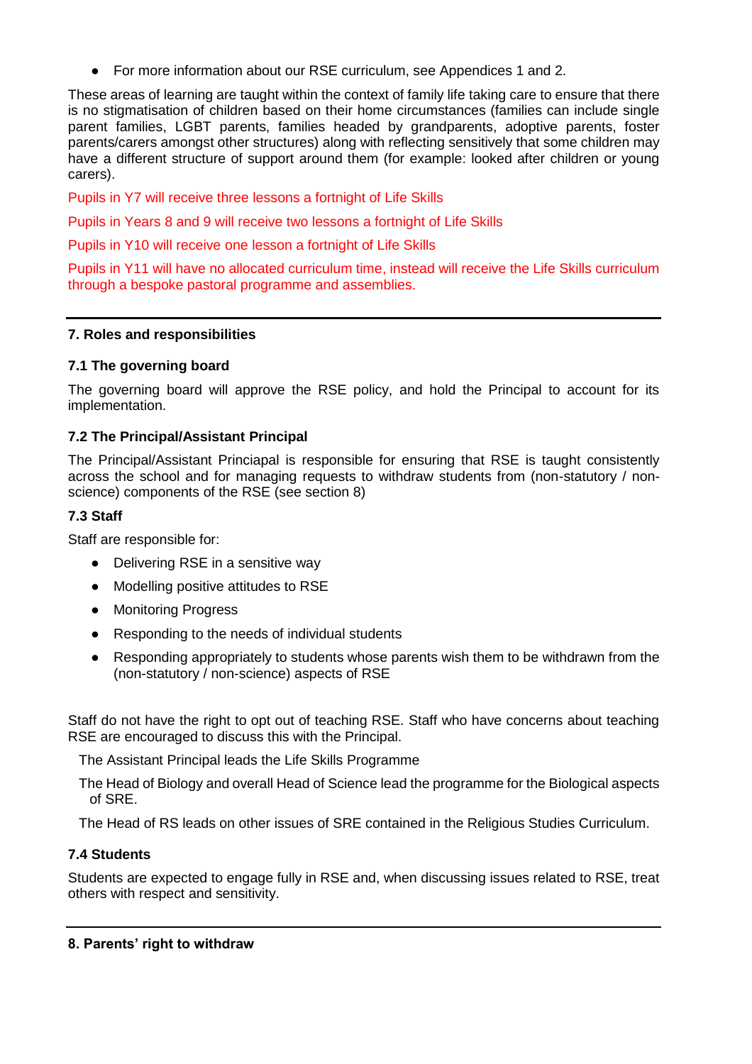- For more information about our RSE curriculum, see Appendices 1 and 2.

These areas of learning are taught within the context of family life taking care to ensure that there is no stigmatisation of children based on their home circumstances (families can include single parent families, LGBT parents, families headed by grandparents, adoptive parents, foster parents/carers amongst other structures) along with reflecting sensitively that some children may have a different structure of support around them (for example: looked after children or young carers).

Pupils in Y7 will receive three lessons a fortnight of Life Skills

Pupils in Years 8 and 9 will receive two lessons a fortnight of Life Skills

Pupils in Y10 will receive one lesson a fortnight of Life Skills

Pupils in Y11 will have no allocated curriculum time, instead will receive the Life Skills curriculum through a bespoke pastoral programme and assemblies.

---

## 7. Roles and responsibilities

### 7.1 The governing board

The governing board will approve the RSE policy, and hold the Principal to account for its implementation.

### 7.2 The Principal/Assistant Principal

The Principal/Assistant Princiapal is responsible for ensuring that RSE is taught consistently across the school and for managing requests to withdraw students from (non-statutory / non-science) components of the RSE (see section 8)

### 7.3 Staff

Staff are responsible for:

- Delivering RSE in a sensitive way
- Modelling positive attitudes to RSE
- Monitoring Progress
- Responding to the needs of individual students
- Responding appropriately to students whose parents wish them to be withdrawn from the (non-statutory / non-science) aspects of RSE

Staff do not have the right to opt out of teaching RSE. Staff who have concerns about teaching RSE are encouraged to discuss this with the Principal.

The Assistant Principal leads the Life Skills Programme

The Head of Biology and overall Head of Science lead the programme for the Biological aspects of SRE.

The Head of RS leads on other issues of SRE contained in the Religious Studies Curriculum.

### 7.4 Students

Students are expected to engage fully in RSE and, when discussing issues related to RSE, treat others with respect and sensitivity.

---

## 8. Parents' right to withdraw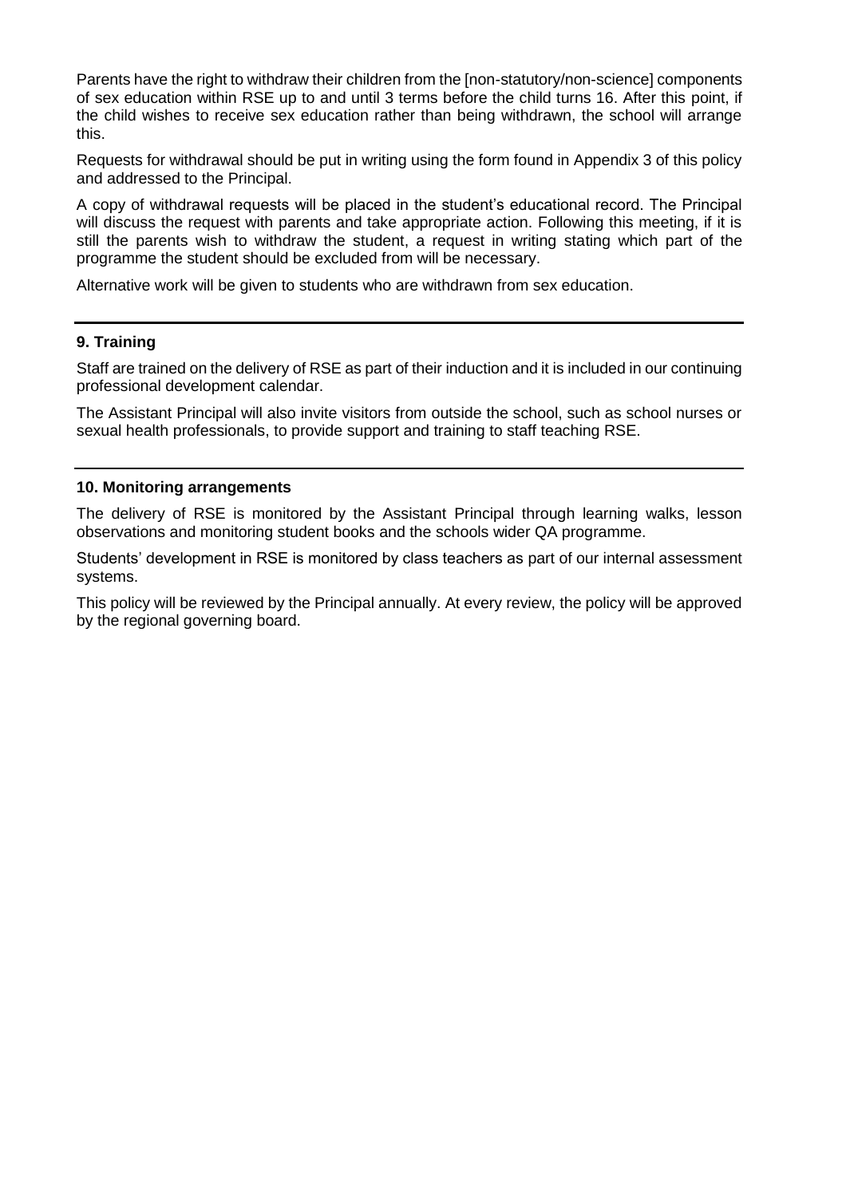Parents have the right to withdraw their children from the [non-statutory/non-science] components of sex education within RSE up to and until 3 terms before the child turns 16. After this point, if the child wishes to receive sex education rather than being withdrawn, the school will arrange this.

Requests for withdrawal should be put in writing using the form found in Appendix 3 of this policy and addressed to the Principal.

A copy of withdrawal requests will be placed in the student's educational record. The Principal will discuss the request with parents and take appropriate action. Following this meeting, if it is still the parents wish to withdraw the student, a request in writing stating which part of the programme the student should be excluded from will be necessary.

Alternative work will be given to students who are withdrawn from sex education.

## 9. Training

Staff are trained on the delivery of RSE as part of their induction and it is included in our continuing professional development calendar.

The Assistant Principal will also invite visitors from outside the school, such as school nurses or sexual health professionals, to provide support and training to staff teaching RSE.

## 10. Monitoring arrangements

The delivery of RSE is monitored by the Assistant Principal through learning walks, lesson observations and monitoring student books and the schools wider QA programme.

Students' development in RSE is monitored by class teachers as part of our internal assessment systems.

This policy will be reviewed by the Principal annually. At every review, the policy will be approved by the regional governing board.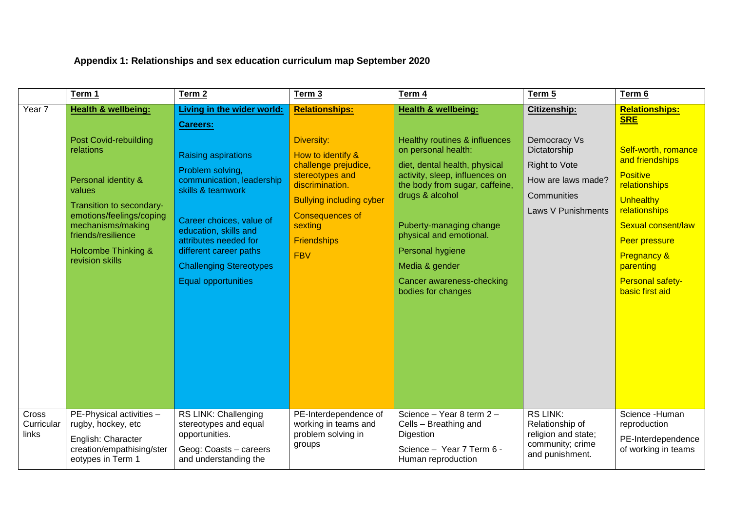## Appendix 1: Relationships and sex education curriculum map September 2020

| | Term 1 | Term 2 | Term 3 | Term 4 | Term 5 | Term 6 |
|---|---|---|---|---|---|---|
| Year 7 | **Health & wellbeing:**<br><br>Post Covid-rebuilding relations<br><br>Personal identity & values<br><br>Transition to secondary-emotions/feelings/coping mechanisms/making friends/resilience<br><br>Holcombe Thinking & revision skills | **Living in the wider world:**<br><br>**Careers:**<br><br>Raising aspirations<br><br>Problem solving, communication, leadership skills & teamwork<br><br>Career choices, value of education, skills and attributes needed for different career paths<br><br>Challenging Stereotypes<br><br>Equal opportunities | **Relationships:**<br><br>Diversity:<br><br>How to identify & challenge prejudice, stereotypes and discrimination.<br><br>Bullying including cyber<br><br>Consequences of sexting<br><br>Friendships<br><br>FBV | **Health & wellbeing:**<br><br>Healthy routines & influences on personal health:<br><br>diet, dental health, physical activity, sleep, influences on the body from sugar, caffeine, drugs & alcohol<br><br>Puberty-managing change physical and emotional.<br><br>Personal hygiene<br><br>Media & gender<br><br>Cancer awareness-checking bodies for changes | **Citizenship:**<br><br>Democracy Vs Dictatorship<br><br>Right to Vote<br><br>How are laws made?<br><br>Communities<br><br>Laws V Punishments | **Relationships: SRE**<br><br>Self-worth, romance and friendships<br><br>Positive relationships<br><br>Unhealthy relationships<br><br>Sexual consent/law<br><br>Peer pressure<br><br>Pregnancy & parenting<br><br>Personal safety-basic first aid |
| Cross Curricular links | PE-Physical activities – rugby, hockey, etc<br><br>English: Character creation/empathising/stereotypes in Term 1 | RS LINK: Challenging stereotypes and equal opportunities.<br><br>Geog: Coasts – careers and understanding the | PE-Interdependence of working in teams and problem solving in groups | Science – Year 8 term 2 – Cells – Breathing and Digestion<br><br>Science – Year 7 Term 6 - Human reproduction | RS LINK: Relationship of religion and state; community; crime and punishment. | Science -Human reproduction<br><br>PE-Interdependence of working in teams |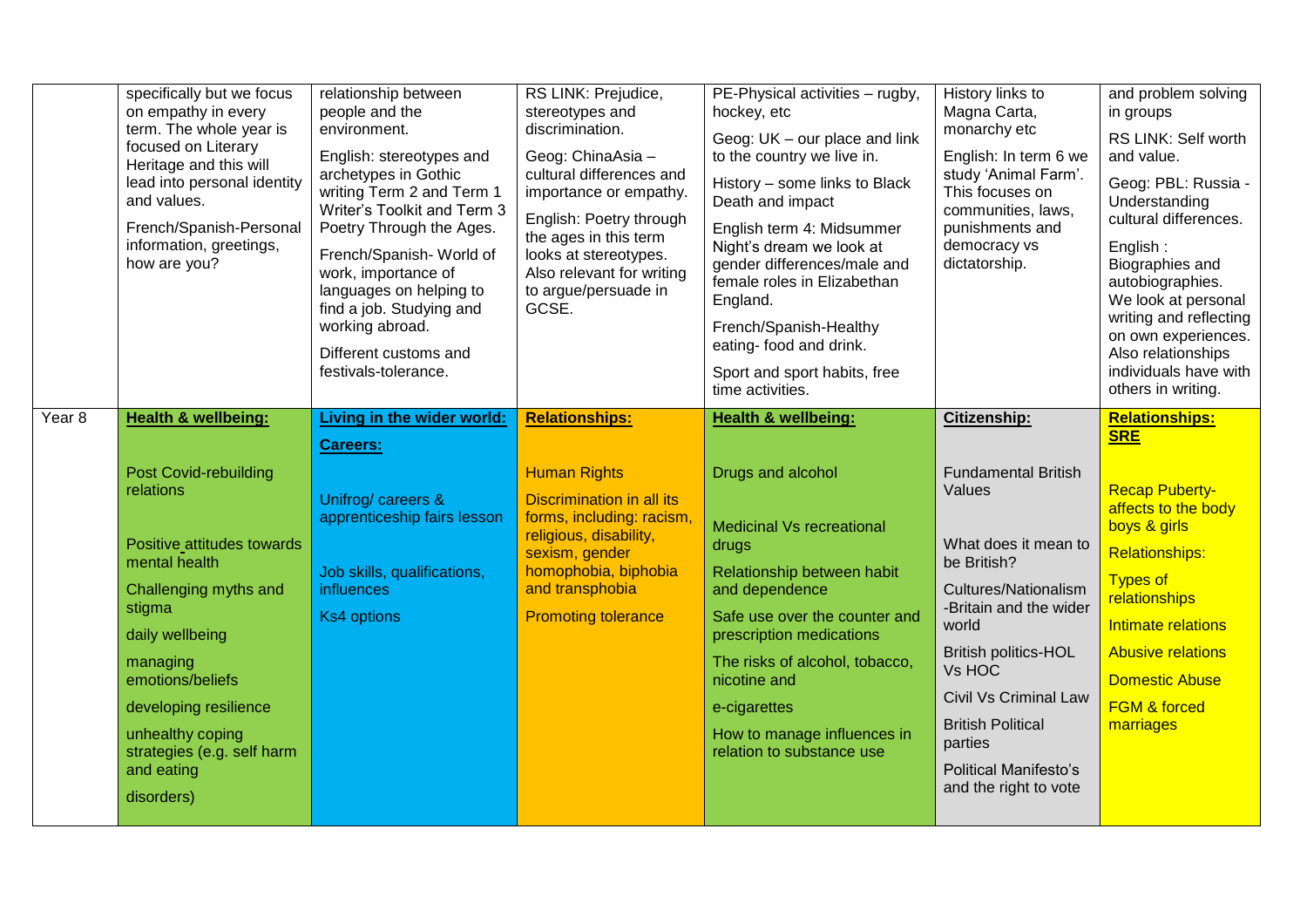| | | | | | | |
|---|---|---|---|---|---|---|
| | specifically but we focus on empathy in every term. The whole year is focused on Literary Heritage and this will lead into personal identity and values.<br><br>French/Spanish-Personal information, greetings, how are you? | relationship between people and the environment.<br><br>English: stereotypes and archetypes in Gothic writing Term 2 and Term 1 Writer's Toolkit and Term 3 Poetry Through the Ages.<br><br>French/Spanish- World of work, importance of languages on helping to find a job. Studying and working abroad.<br><br>Different customs and festivals-tolerance. | RS LINK: Prejudice, stereotypes and discrimination.<br><br>Geog: ChinaAsia – cultural differences and importance or empathy.<br><br>English: Poetry through the ages in this term looks at stereotypes. Also relevant for writing to argue/persuade in GCSE. | PE-Physical activities – rugby, hockey, etc<br><br>Geog: UK – our place and link to the country we live in.<br><br>History – some links to Black Death and impact<br><br>English term 4: Midsummer Night's dream we look at gender differences/male and female roles in Elizabethan England.<br><br>French/Spanish-Healthy eating- food and drink.<br><br>Sport and sport habits, free time activities. | History links to Magna Carta, monarchy etc<br><br>English: In term 6 we study 'Animal Farm'. This focuses on communities, laws, punishments and democracy vs dictatorship. | and problem solving in groups<br><br>RS LINK: Self worth and value.<br><br>Geog: PBL: Russia - Understanding cultural differences.<br><br>English : Biographies and autobiographies. We look at personal writing and reflecting on own experiences. Also relationships individuals have with others in writing. |
| Year 8 | **Health & wellbeing:**<br><br>Post Covid-rebuilding relations<br><br>Positive attitudes towards mental health<br><br>Challenging myths and stigma<br><br>daily wellbeing<br><br>managing emotions/beliefs<br><br>developing resilience<br><br>unhealthy coping strategies (e.g. self harm and eating disorders) | **Living in the wider world:**<br><br>**Careers:**<br><br>Unifrog/ careers & apprenticeship fairs lesson<br><br>Job skills, qualifications, influences<br><br>Ks4 options | **Relationships:**<br><br>Human Rights<br><br>Discrimination in all its forms, including: racism, religious, disability, sexism, gender homophobia, biphobia and transphobia<br><br>Promoting tolerance | **Health & wellbeing:**<br><br>Drugs and alcohol<br><br>Medicinal Vs recreational drugs<br><br>Relationship between habit and dependence<br><br>Safe use over the counter and prescription medications<br><br>The risks of alcohol, tobacco, nicotine and<br><br>e-cigarettes<br><br>How to manage influences in relation to substance use | **Citizenship:**<br><br>Fundamental British Values<br><br>What does it mean to be British?<br><br>Cultures/Nationalism -Britain and the wider world<br><br>British politics-HOL Vs HOC<br><br>Civil Vs Criminal Law<br><br>British Political parties<br><br>Political Manifesto's and the right to vote | **Relationships: SRE**<br><br>Recap Puberty- affects to the body boys & girls<br><br>Relationships:<br><br>Types of relationships<br><br>Intimate relations<br><br>Abusive relations<br><br>Domestic Abuse<br><br>FGM & forced marriages |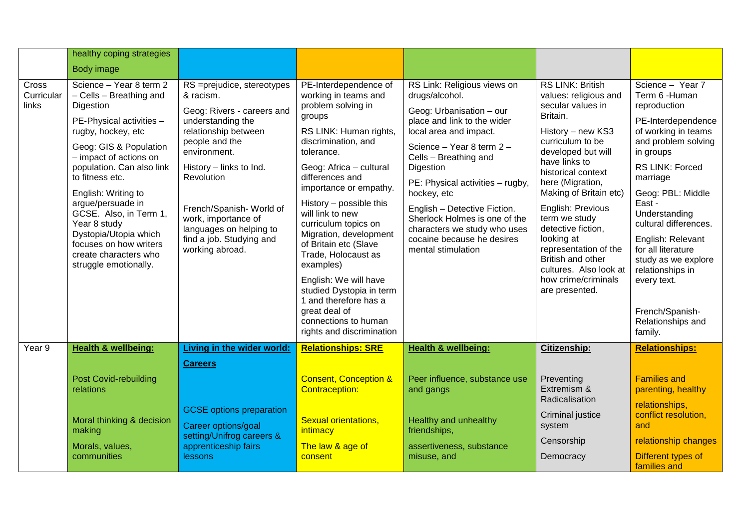|  |  |  |  |  |  |  |
|---|---|---|---|---|---|---|
|  | healthy coping strategies<br><br>Body image |  |  |  |  |  |
| Cross Curricular links | Science – Year 8 term 2 – Cells – Breathing and Digestion<br><br>PE-Physical activities – rugby, hockey, etc<br><br>Geog: GIS & Population – impact of actions on population. Can also link to fitness etc.<br><br>English: Writing to argue/persuade in GCSE. Also, in Term 1, Year 8 study Dystopia/Utopia which focuses on how writers create characters who struggle emotionally. | RS =prejudice, stereotypes & racism.<br><br>Geog: Rivers - careers and understanding the relationship between people and the environment.<br><br>History – links to Ind. Revolution<br><br>French/Spanish- World of work, importance of languages on helping to find a job. Studying and working abroad. | PE-Interdependence of working in teams and problem solving in groups<br><br>RS LINK: Human rights, discrimination, and tolerance.<br><br>Geog: Africa – cultural differences and importance or empathy.<br><br>History – possible this will link to new curriculum topics on Migration, development of Britain etc (Slave Trade, Holocaust as examples)<br><br>English: We will have studied Dystopia in term 1 and therefore has a great deal of connections to human rights and discrimination | RS Link: Religious views on drugs/alcohol.<br><br>Geog: Urbanisation – our place and link to the wider local area and impact.<br><br>Science – Year 8 term 2 – Cells – Breathing and Digestion<br><br>PE: Physical activities – rugby, hockey, etc<br><br>English – Detective Fiction. Sherlock Holmes is one of the characters we study who uses cocaine because he desires mental stimulation | RS LINK: British values: religious and secular values in Britain.<br><br>History – new KS3 curriculum to be developed but will have links to historical context here (Migration, Making of Britain etc)<br><br>English: Previous term we study detective fiction, looking at representation of the British and other cultures. Also look at how crime/criminals are presented. | Science – Year 7 Term 6 -Human reproduction<br><br>PE-Interdependence of working in teams and problem solving in groups<br><br>RS LINK: Forced marriage<br><br>Geog: PBL: Middle East - Understanding cultural differences.<br><br>English: Relevant for all literature study as we explore relationships in every text.<br><br>French/Spanish- Relationships and family. |
| Year 9 | **Health & wellbeing:**<br><br>Post Covid-rebuilding relations<br><br>Moral thinking & decision making<br><br>Morals, values, communities | **Living in the wider world:**<br><br>**Careers**<br><br>GCSE options preparation<br><br>Career options/goal setting/Unifrog careers & apprenticeship fairs lessons | **Relationships: SRE**<br><br>Consent, Conception & Contraception:<br><br>Sexual orientations, intimacy<br><br>The law & age of consent | **Health & wellbeing:**<br><br>Peer influence, substance use and gangs<br><br>Healthy and unhealthy friendships,<br><br>assertiveness, substance misuse, and | **Citizenship:**<br><br>Preventing Extremism & Radicalisation<br><br>Criminal justice system<br><br>Censorship<br><br>Democracy | **Relationships:**<br><br>Families and parenting, healthy relationships, conflict resolution, and<br><br>relationship changes<br><br>Different types of families and |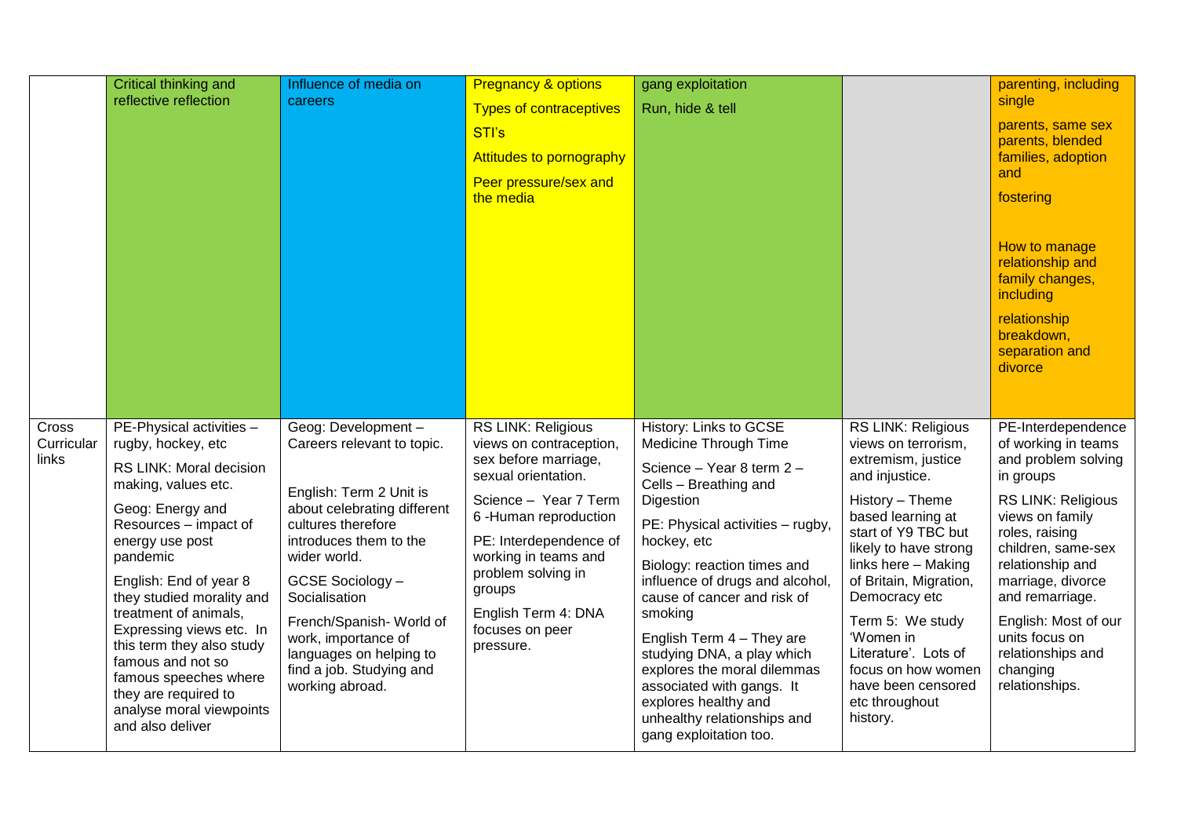| | | | | | | |
|---|---|---|---|---|---|---|
| | Critical thinking and reflective reflection | Influence of media on careers | Pregnancy & options<br>Types of contraceptives<br>STI's<br>Attitudes to pornography<br>Peer pressure/sex and the media | gang exploitation<br>Run, hide & tell | | parenting, including single<br>parents, same sex parents, blended families, adoption and<br>fostering<br><br>How to manage relationship and family changes, including<br>relationship breakdown, separation and divorce |
| Cross Curricular links | PE-Physical activities – rugby, hockey, etc<br>RS LINK: Moral decision making, values etc.<br>Geog: Energy and Resources – impact of energy use post pandemic<br>English: End of year 8 they studied morality and treatment of animals, Expressing views etc. In this term they also study famous and not so famous speeches where they are required to analyse moral viewpoints and also deliver | Geog: Development – Careers relevant to topic.<br><br>English: Term 2 Unit is about celebrating different cultures therefore introduces them to the wider world.<br>GCSE Sociology – Socialisation<br>French/Spanish- World of work, importance of languages on helping to find a job. Studying and working abroad. | RS LINK: Religious views on contraception, sex before marriage, sexual orientation.<br>Science – Year 7 Term 6 -Human reproduction<br>PE: Interdependence of working in teams and problem solving in groups<br>English Term 4: DNA focuses on peer pressure. | History: Links to GCSE Medicine Through Time<br>Science – Year 8 term 2 – Cells – Breathing and Digestion<br>PE: Physical activities – rugby, hockey, etc<br>Biology: reaction times and influence of drugs and alcohol, cause of cancer and risk of smoking<br>English Term 4 – They are studying DNA, a play which explores the moral dilemmas associated with gangs. It explores healthy and unhealthy relationships and gang exploitation too. | RS LINK: Religious views on terrorism, extremism, justice and injustice.<br>History – Theme based learning at start of Y9 TBC but likely to have strong links here – Making of Britain, Migration, Democracy etc<br>Term 5: We study 'Women in Literature'. Lots of focus on how women have been censored etc throughout history. | PE-Interdependence of working in teams and problem solving in groups<br>RS LINK: Religious views on family roles, raising children, same-sex relationship and marriage, divorce and remarriage.<br>English: Most of our units focus on relationships and changing relationships. |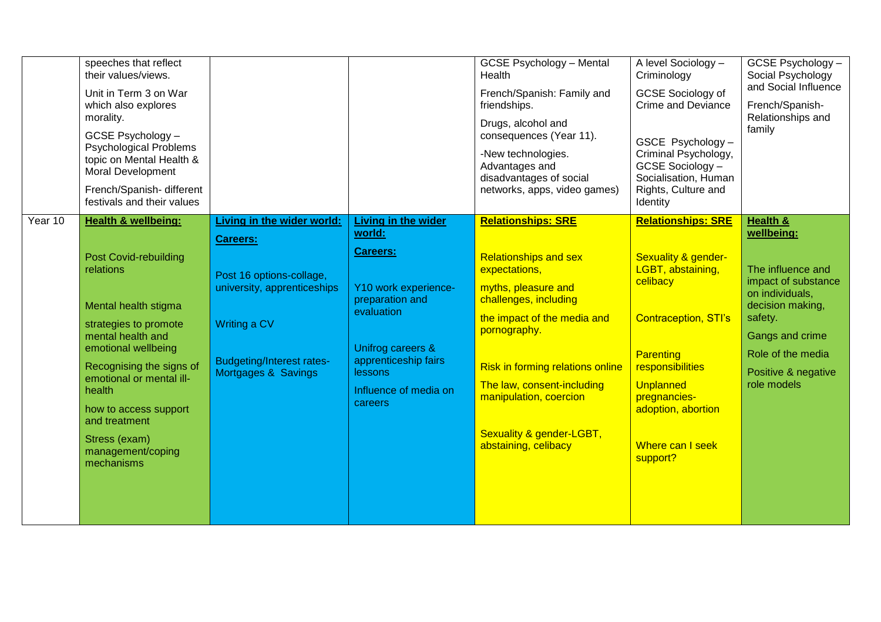| | | | | | | |
|---|---|---|---|---|---|---|
| | speeches that reflect their values/views.<br><br>Unit in Term 3 on War which also explores morality.<br><br>GCSE Psychology – Psychological Problems topic on Mental Health & Moral Development<br><br>French/Spanish- different festivals and their values | | | GCSE Psychology – Mental Health<br><br>French/Spanish: Family and friendships.<br><br>Drugs, alcohol and consequences (Year 11).<br><br>-New technologies. Advantages and disadvantages of social networks, apps, video games) | A level Sociology – Criminology<br><br>GCSE Sociology of Crime and Deviance<br><br>GSCE Psychology – Criminal Psychology, GCSE Sociology – Socialisation, Human Rights, Culture and Identity | GCSE Psychology – Social Psychology and Social Influence<br><br>French/Spanish- Relationships and family |
| Year 10 | **Health & wellbeing:**<br><br>Post Covid-rebuilding relations<br><br>Mental health stigma<br><br>strategies to promote mental health and emotional wellbeing<br><br>Recognising the signs of emotional or mental ill-health<br><br>how to access support and treatment<br><br>Stress (exam) management/coping mechanisms | **Living in the wider world:**<br><br>**Careers:**<br><br>Post 16 options-collage, university, apprenticeships<br><br>Writing a CV<br><br>Budgeting/Interest rates-Mortgages & Savings | **Living in the wider world:**<br><br>**Careers:**<br><br>Y10 work experience-preparation and evaluation<br><br>Unifrog careers & apprenticeship fairs lessons<br><br>Influence of media on careers | **Relationships: SRE**<br><br>Relationships and sex expectations,<br><br>myths, pleasure and challenges, including<br><br>the impact of the media and pornography.<br><br>Risk in forming relations online<br><br>The law, consent-including manipulation, coercion<br><br>Sexuality & gender-LGBT, abstaining, celibacy | **Relationships: SRE**<br><br>Sexuality & gender-LGBT, abstaining, celibacy<br><br>Contraception, STI's<br><br>Parenting responsibilities<br><br>Unplanned pregnancies-adoption, abortion<br><br>Where can I seek support? | **Health & wellbeing:**<br><br>The influence and impact of substance on individuals, decision making, safety.<br><br>Gangs and crime<br><br>Role of the media<br><br>Positive & negative role models |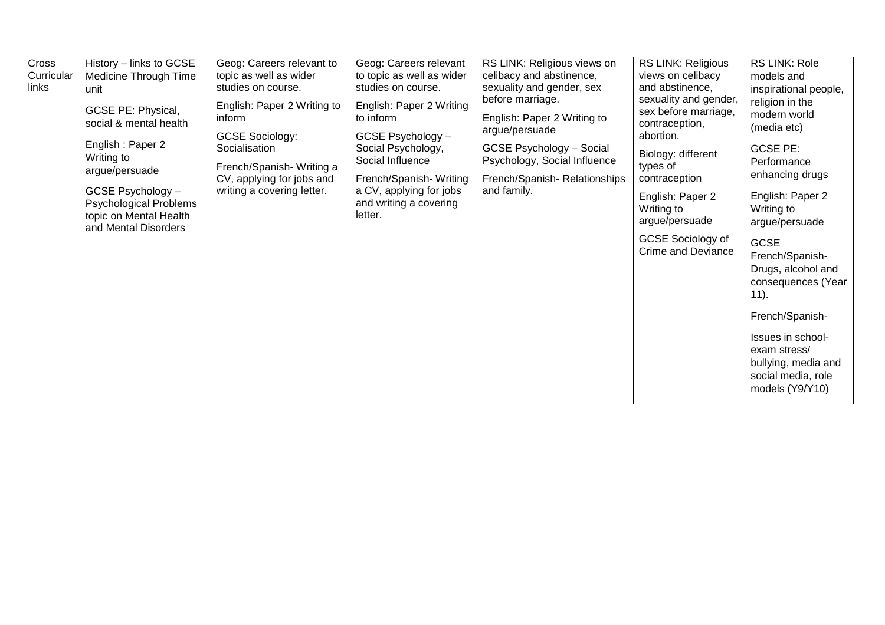| Cross Curricular links | History – links to GCSE Medicine Through Time unit<br><br>GCSE PE: Physical, social & mental health<br><br>English : Paper 2 Writing to argue/persuade<br><br>GCSE Psychology – Psychological Problems topic on Mental Health and Mental Disorders | Geog: Careers relevant to topic as well as wider studies on course.<br><br>English: Paper 2 Writing to inform<br><br>GCSE Sociology: Socialisation<br><br>French/Spanish- Writing a CV, applying for jobs and writing a covering letter. | Geog: Careers relevant to topic as well as wider studies on course.<br><br>English: Paper 2 Writing to inform<br><br>GCSE Psychology – Social Psychology, Social Influence<br><br>French/Spanish- Writing a CV, applying for jobs and writing a covering letter. | RS LINK: Religious views on celibacy and abstinence, sexuality and gender, sex before marriage.<br><br>English: Paper 2 Writing to argue/persuade<br><br>GCSE Psychology – Social Psychology, Social Influence<br><br>French/Spanish- Relationships and family. | RS LINK: Religious views on celibacy and abstinence, sexuality and gender, sex before marriage, contraception, abortion.<br><br>Biology: different types of contraception<br><br>English: Paper 2 Writing to argue/persuade<br><br>GCSE Sociology of Crime and Deviance | RS LINK: Role models and inspirational people, religion in the modern world (media etc)<br><br>GCSE PE: Performance enhancing drugs<br><br>English: Paper 2 Writing to argue/persuade<br><br>GCSE French/Spanish- Drugs, alcohol and consequences (Year 11).<br><br>French/Spanish-<br><br>Issues in school- exam stress/ bullying, media and social media, role models (Y9/Y10) |
|---|---|---|---|---|---|---|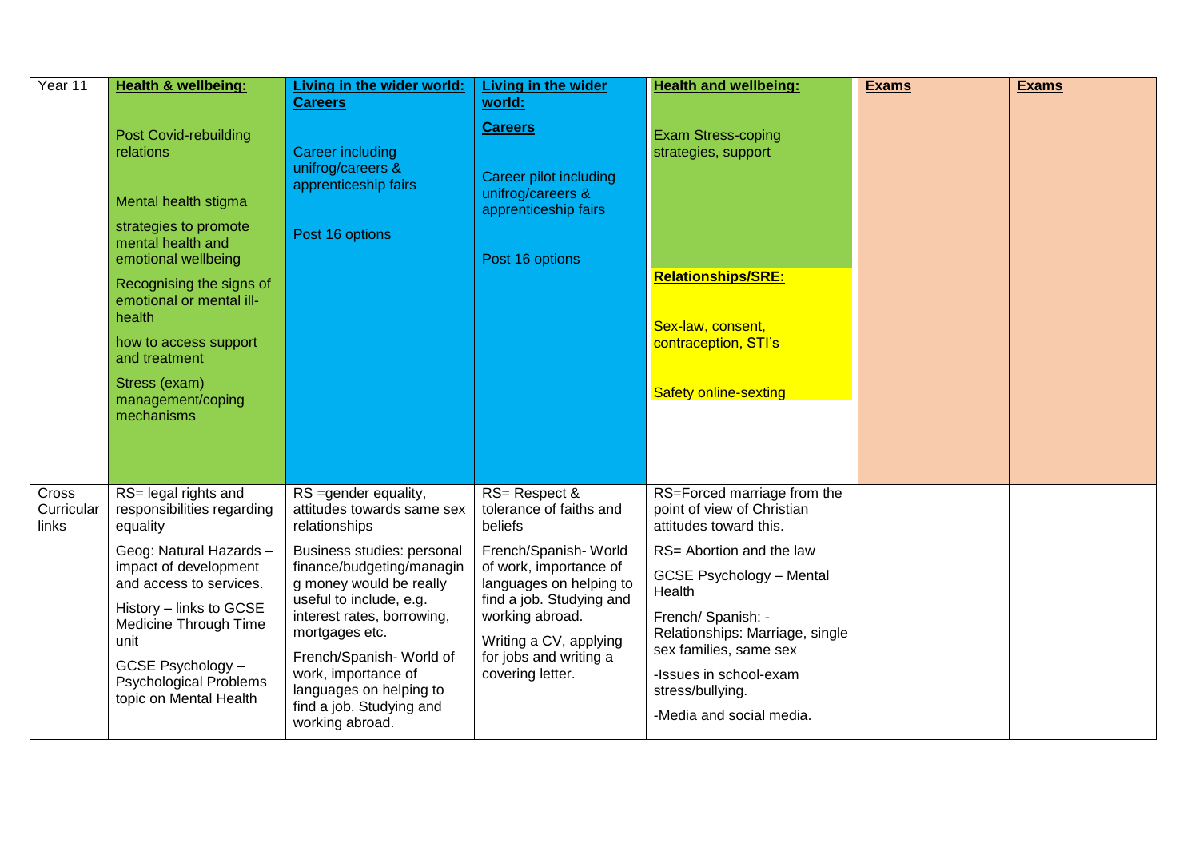| Year 11 | **Health & wellbeing:**<br><br>Post Covid-rebuilding relations<br><br>Mental health stigma<br><br>strategies to promote mental health and emotional wellbeing<br><br>Recognising the signs of emotional or mental ill-health<br><br>how to access support and treatment<br><br>Stress (exam) management/coping mechanisms | **Living in the wider world: Careers**<br><br>Career including unifrog/careers & apprenticeship fairs<br><br>Post 16 options | **Living in the wider world:**<br><br>**Careers**<br><br>Career pilot including unifrog/careers & apprenticeship fairs<br><br>Post 16 options | **Health and wellbeing:**<br><br>Exam Stress-coping strategies, support<br><br>**Relationships/SRE:**<br><br>Sex-law, consent, contraception, STI's<br><br>Safety online-sexting | **Exams** | **Exams** |
|---|---|---|---|---|---|---|
| Cross Curricular links | RS= legal rights and responsibilities regarding equality<br><br>Geog: Natural Hazards – impact of development and access to services.<br><br>History – links to GCSE Medicine Through Time unit<br><br>GCSE Psychology – Psychological Problems topic on Mental Health | RS =gender equality, attitudes towards same sex relationships<br><br>Business studies: personal finance/budgeting/managing money would be really useful to include, e.g. interest rates, borrowing, mortgages etc.<br><br>French/Spanish- World of work, importance of languages on helping to find a job. Studying and working abroad. | RS= Respect & tolerance of faiths and beliefs<br><br>French/Spanish- World of work, importance of languages on helping to find a job. Studying and working abroad.<br><br>Writing a CV, applying for jobs and writing a covering letter. | RS=Forced marriage from the point of view of Christian attitudes toward this.<br><br>RS= Abortion and the law<br><br>GCSE Psychology – Mental Health<br><br>French/ Spanish: - Relationships: Marriage, single sex families, same sex<br><br>-Issues in school-exam stress/bullying.<br><br>-Media and social media. | | |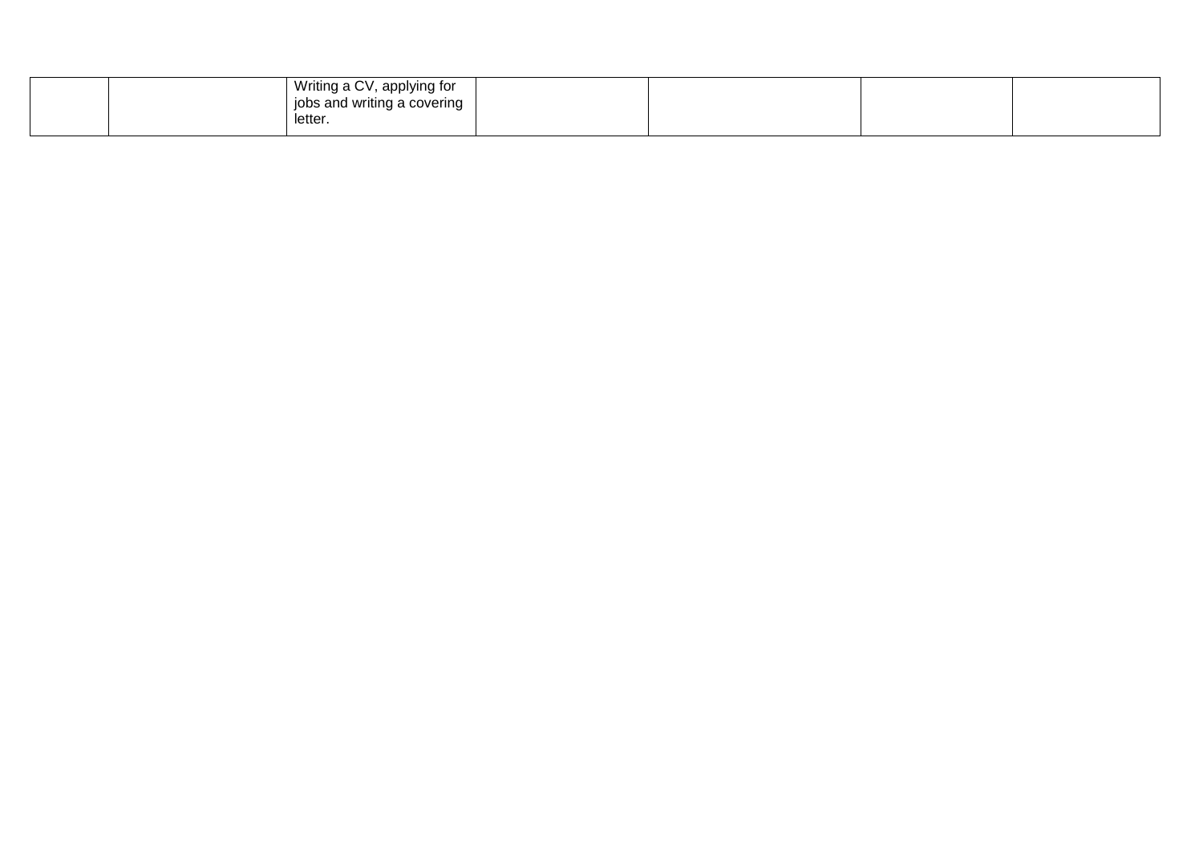| | | | | | | |
|---|---|---|---|---|---|---|
| | | Writing a CV, applying for jobs and writing a covering letter. | | | | |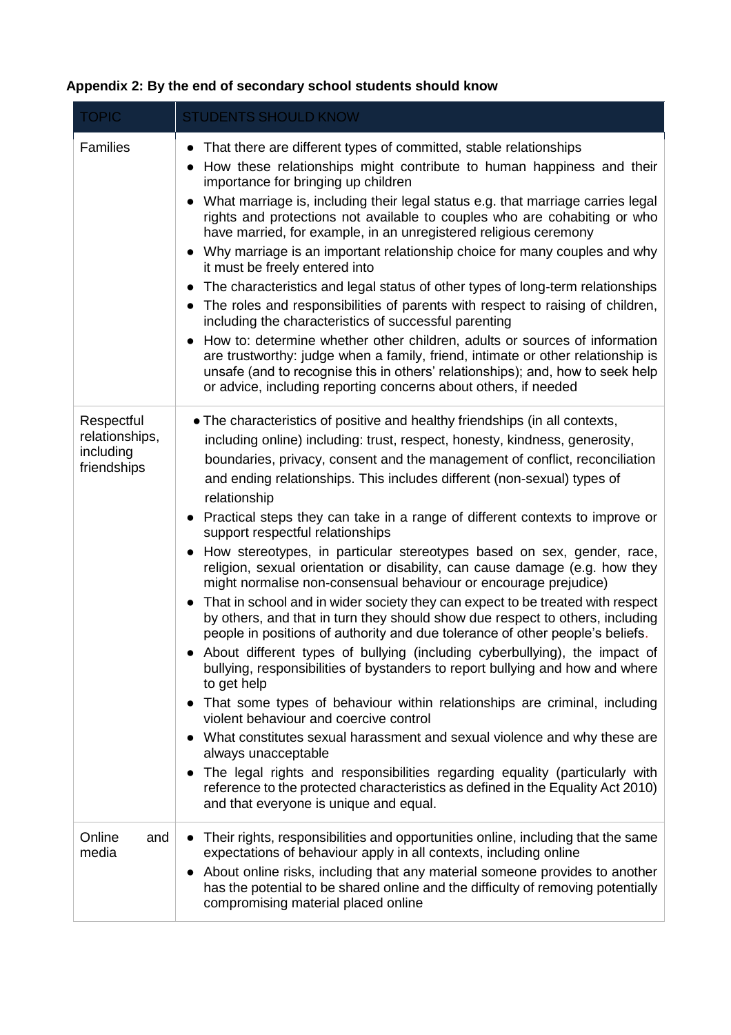**Appendix 2: By the end of secondary school students should know**

| TOPIC | STUDENTS SHOULD KNOW |
|---|---|
| Families | • That there are different types of committed, stable relationships<br>• How these relationships might contribute to human happiness and their importance for bringing up children<br>• What marriage is, including their legal status e.g. that marriage carries legal rights and protections not available to couples who are cohabiting or who have married, for example, in an unregistered religious ceremony<br>• Why marriage is an important relationship choice for many couples and why it must be freely entered into<br>• The characteristics and legal status of other types of long-term relationships<br>• The roles and responsibilities of parents with respect to raising of children, including the characteristics of successful parenting<br>• How to: determine whether other children, adults or sources of information are trustworthy: judge when a family, friend, intimate or other relationship is unsafe (and to recognise this in others' relationships); and, how to seek help or advice, including reporting concerns about others, if needed |
| Respectful relationships, including friendships | • The characteristics of positive and healthy friendships (in all contexts, including online) including: trust, respect, honesty, kindness, generosity, boundaries, privacy, consent and the management of conflict, reconciliation and ending relationships. This includes different (non-sexual) types of relationship<br>• Practical steps they can take in a range of different contexts to improve or support respectful relationships<br>• How stereotypes, in particular stereotypes based on sex, gender, race, religion, sexual orientation or disability, can cause damage (e.g. how they might normalise non-consensual behaviour or encourage prejudice)<br>• That in school and in wider society they can expect to be treated with respect by others, and that in turn they should show due respect to others, including people in positions of authority and due tolerance of other people's beliefs.<br>• About different types of bullying (including cyberbullying), the impact of bullying, responsibilities of bystanders to report bullying and how and where to get help<br>• That some types of behaviour within relationships are criminal, including violent behaviour and coercive control<br>• What constitutes sexual harassment and sexual violence and why these are always unacceptable<br>• The legal rights and responsibilities regarding equality (particularly with reference to the protected characteristics as defined in the Equality Act 2010) and that everyone is unique and equal. |
| Online and media | • Their rights, responsibilities and opportunities online, including that the same expectations of behaviour apply in all contexts, including online<br>• About online risks, including that any material someone provides to another has the potential to be shared online and the difficulty of removing potentially compromising material placed online |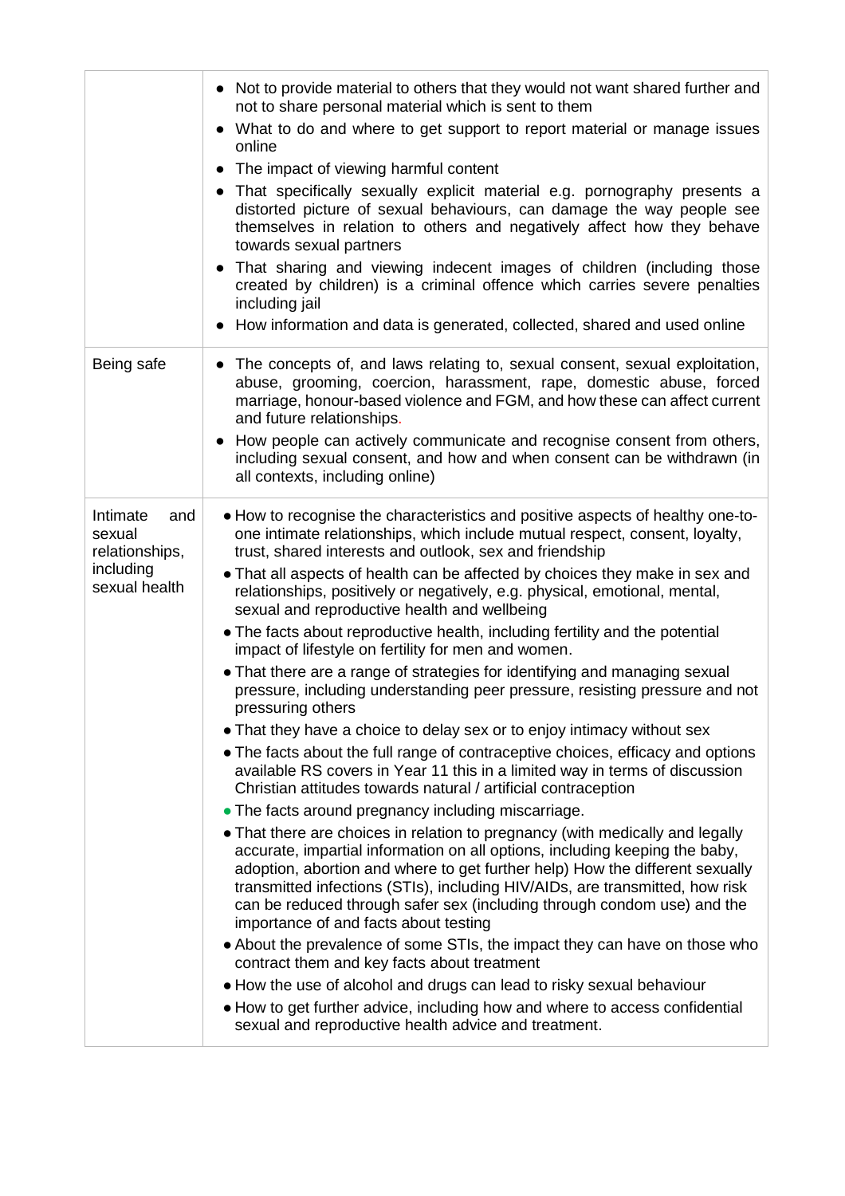| | |
|---|---|
| | • Not to provide material to others that they would not want shared further and not to share personal material which is sent to them<br>• What to do and where to get support to report material or manage issues online<br>• The impact of viewing harmful content<br>• That specifically sexually explicit material e.g. pornography presents a distorted picture of sexual behaviours, can damage the way people see themselves in relation to others and negatively affect how they behave towards sexual partners<br>• That sharing and viewing indecent images of children (including those created by children) is a criminal offence which carries severe penalties including jail<br>• How information and data is generated, collected, shared and used online |
| Being safe | • The concepts of, and laws relating to, sexual consent, sexual exploitation, abuse, grooming, coercion, harassment, rape, domestic abuse, forced marriage, honour-based violence and FGM, and how these can affect current and future relationships.<br>• How people can actively communicate and recognise consent from others, including sexual consent, and how and when consent can be withdrawn (in all contexts, including online) |
| Intimate and sexual relationships, including sexual health | • How to recognise the characteristics and positive aspects of healthy one-to-one intimate relationships, which include mutual respect, consent, loyalty, trust, shared interests and outlook, sex and friendship<br>• That all aspects of health can be affected by choices they make in sex and relationships, positively or negatively, e.g. physical, emotional, mental, sexual and reproductive health and wellbeing<br>• The facts about reproductive health, including fertility and the potential impact of lifestyle on fertility for men and women.<br>• That there are a range of strategies for identifying and managing sexual pressure, including understanding peer pressure, resisting pressure and not pressuring others<br>• That they have a choice to delay sex or to enjoy intimacy without sex<br>• The facts about the full range of contraceptive choices, efficacy and options available RS covers in Year 11 this in a limited way in terms of discussion Christian attitudes towards natural / artificial contraception<br>• The facts around pregnancy including miscarriage.<br>• That there are choices in relation to pregnancy (with medically and legally accurate, impartial information on all options, including keeping the baby, adoption, abortion and where to get further help) How the different sexually transmitted infections (STIs), including HIV/AIDs, are transmitted, how risk can be reduced through safer sex (including through condom use) and the importance of and facts about testing<br>• About the prevalence of some STIs, the impact they can have on those who contract them and key facts about treatment<br>• How the use of alcohol and drugs can lead to risky sexual behaviour<br>• How to get further advice, including how and where to access confidential sexual and reproductive health advice and treatment. |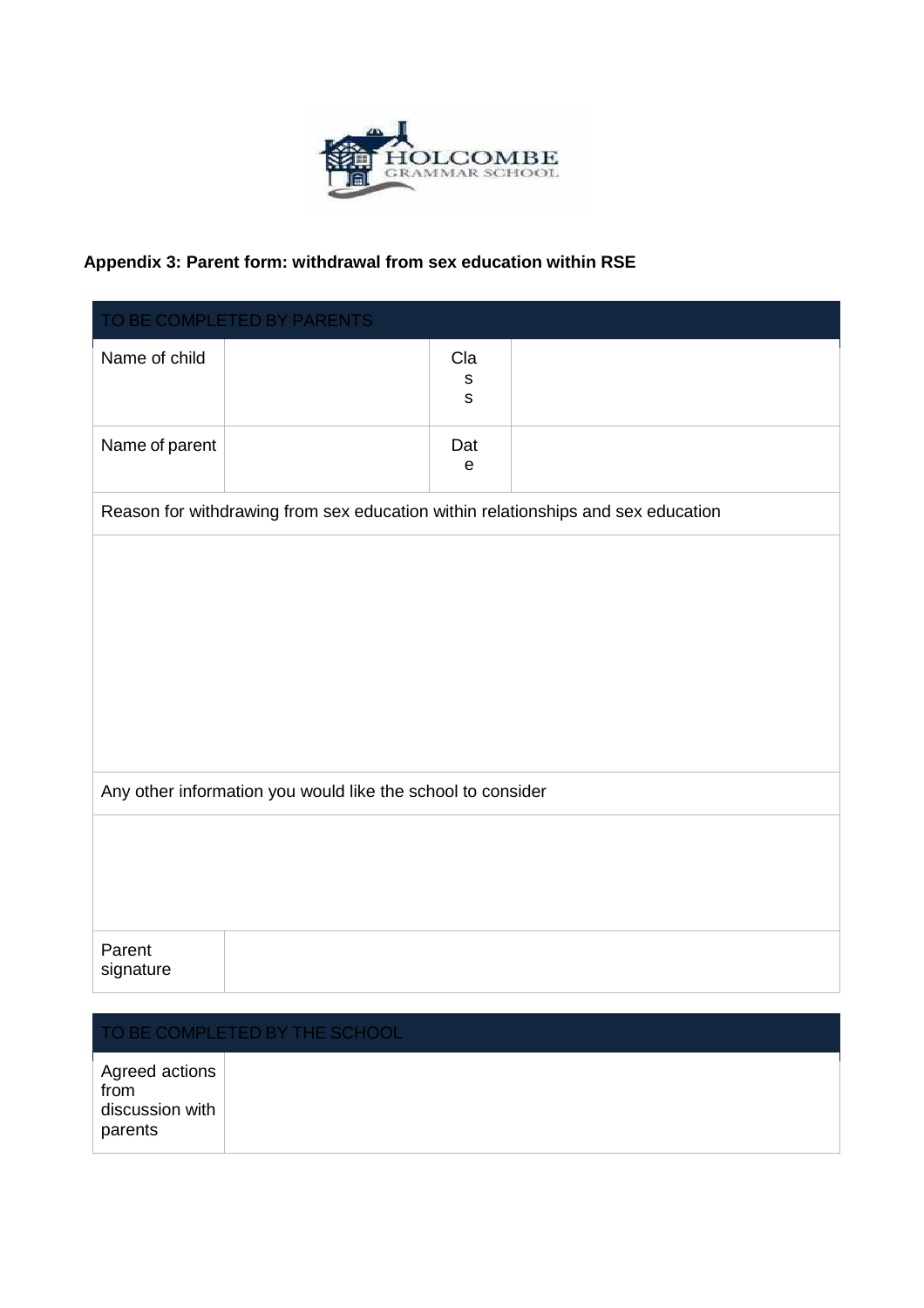HOLCOMBE GRAMMAR SCHOOL

**Appendix 3: Parent form: withdrawal from sex education within RSE**

| TO BE COMPLETED BY PARENTS | | | |
|---|---|---|---|
| Name of child | | Class | |
| Name of parent | | Date | |
| Reason for withdrawing from sex education within relationships and sex education | | | |
| | | | |
| Any other information you would like the school to consider | | | |
| | | | |
| Parent signature | | | |

| TO BE COMPLETED BY THE SCHOOL | |
|---|---|
| Agreed actions from discussion with parents | |